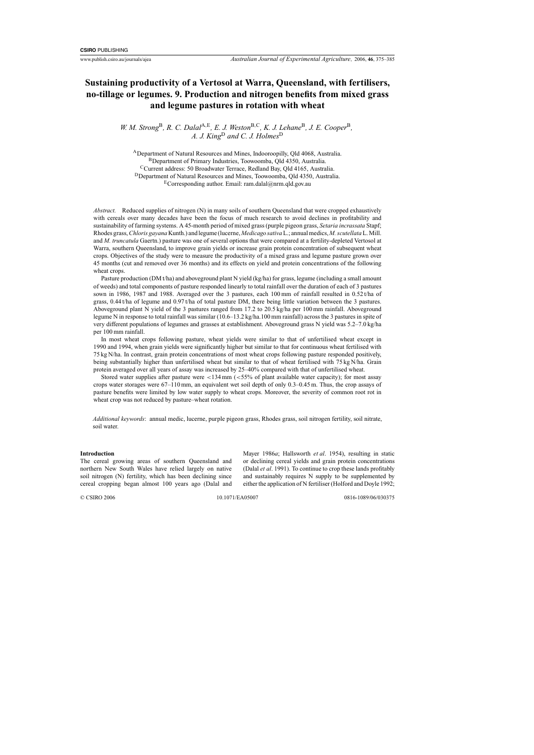# Sustaining productivity of a Vertosol at Warra, Queensland, with fertilisers, no-tillage or legumes. 9. Production and nitrogen benefits from mixed grass and legume pastures in rotation with wheat

*W. M. Strong*[B], *R. C. Dalal*[A,E], *E. J. Weston*[B,C], *K. J. Lehane*[B], *J. E. Cooper*[B], *A. J. King*[D] *and C. J. Holmes*[D]

[A]Department of Natural Resources and Mines, Indooroopilly, Qld 4068, Australia.
[B]Department of Primary Industries, Toowoomba, Qld 4350, Australia.
[C]Current address: 50 Broadwater Terrace, Redland Bay, Qld 4165, Australia.
[D]Department of Natural Resources and Mines, Toowoomba, Qld 4350, Australia.
[E]Corresponding author. Email: ram.dalal@nrm.qld.gov.au

*Abstract.* Reduced supplies of nitrogen (N) in many soils of southern Queensland that were cropped exhaustively with cereals over many decades have been the focus of much research to avoid declines in profitability and sustainability of farming systems. A 45-month period of mixed grass (purple pigeon grass, *Setaria incrassata* Stapf; Rhodes grass, *Chloris gayana* Kunth.) and legume (lucerne, *Medicago sativa* L.; annual medics, *M. scutellata* L. Mill. and *M. truncatula* Gaertn.) pasture was one of several options that were compared at a fertility-depleted Vertosol at Warra, southern Queensland, to improve grain yields or increase grain protein concentration of subsequent wheat crops. Objectives of the study were to measure the productivity of a mixed grass and legume pasture grown over 45 months (cut and removed over 36 months) and its effects on yield and protein concentrations of the following wheat crops.

Pasture production (DM t/ha) and aboveground plant N yield (kg/ha) for grass, legume (including a small amount of weeds) and total components of pasture responded linearly to total rainfall over the duration of each of 3 pastures sown in 1986, 1987 and 1988. Averaged over the 3 pastures, each 100 mm of rainfall resulted in 0.52 t/ha of grass, 0.44 t/ha of legume and 0.97 t/ha of total pasture DM, there being little variation between the 3 pastures. Aboveground plant N yield of the 3 pastures ranged from 17.2 to 20.5 kg/ha per 100 mm rainfall. Aboveground legume N in response to total rainfall was similar (10.6–13.2 kg/ha.100 mm rainfall) across the 3 pastures in spite of very different populations of legumes and grasses at establishment. Aboveground grass N yield was 5.2–7.0 kg/ha per 100 mm rainfall.

In most wheat crops following pasture, wheat yields were similar to that of unfertilised wheat except in 1990 and 1994, when grain yields were significantly higher but similar to that for continuous wheat fertilised with 75 kg N/ha. In contrast, grain protein concentrations of most wheat crops following pasture responded positively, being substantially higher than unfertilised wheat but similar to that of wheat fertilised with 75 kg N/ha. Grain protein averaged over all years of assay was increased by 25–40% compared with that of unfertilised wheat.

Stored water supplies after pasture were <134 mm (<55% of plant available water capacity); for most assay crops water storages were 67–110 mm, an equivalent wet soil depth of only 0.3–0.45 m. Thus, the crop assays of pasture benefits were limited by low water supply to wheat crops. Moreover, the severity of common root rot in wheat crop was not reduced by pasture–wheat rotation.

*Additional keywords*: annual medic, lucerne, purple pigeon grass, Rhodes grass, soil nitrogen fertility, soil nitrate, soil water.

## Introduction

The cereal growing areas of southern Queensland and northern New South Wales have relied largely on native soil nitrogen (N) fertility, which has been declining since cereal cropping began almost 100 years ago (Dalal and Mayer 1986*a*; Hallsworth *et al*. 1954), resulting in static or declining cereal yields and grain protein concentrations (Dalal *et al*. 1991). To continue to crop these lands profitably and sustainably requires N supply to be supplemented by either the application of N fertiliser (Holford and Doyle 1992;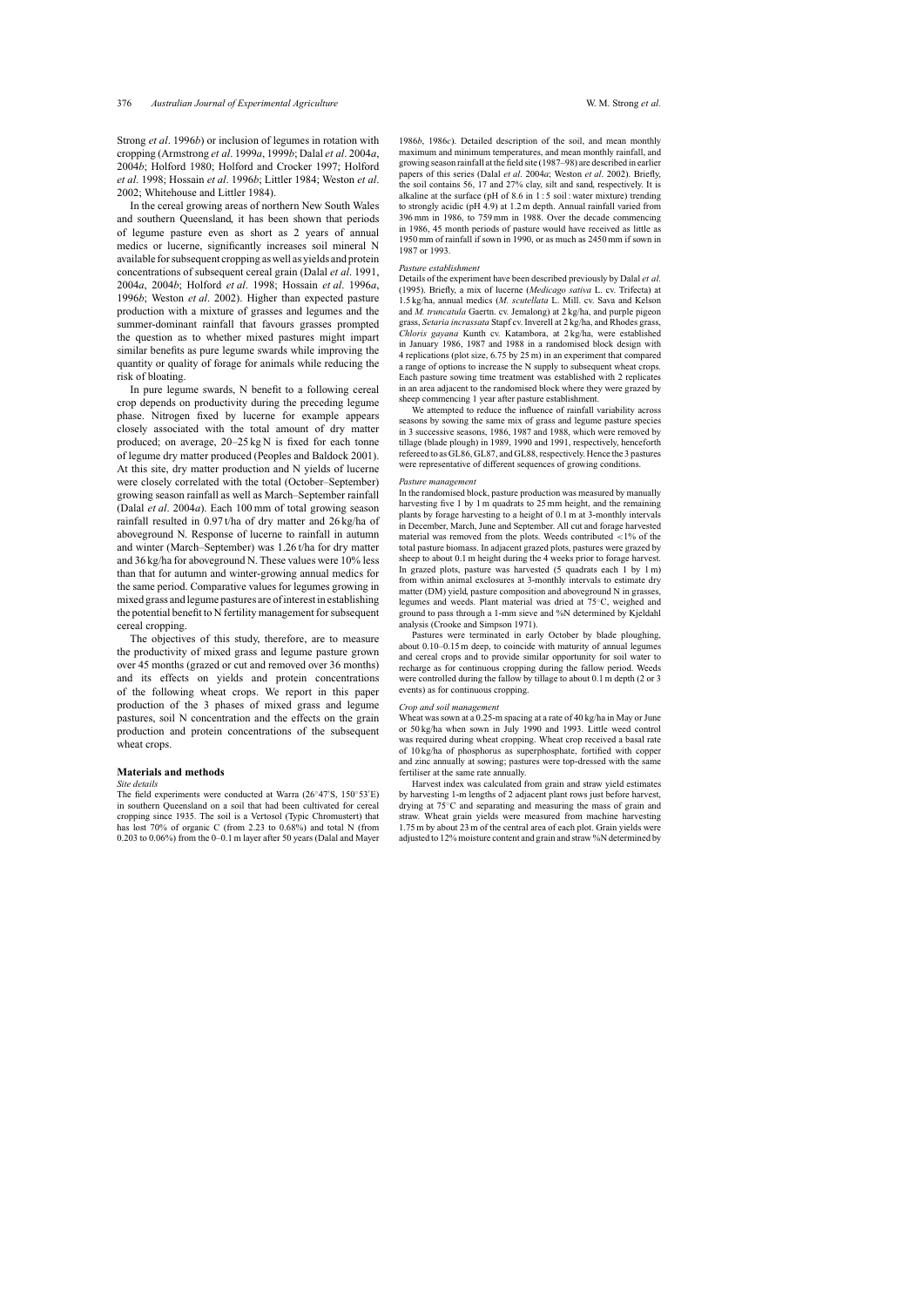Strong *et al*. 1996*b*) or inclusion of legumes in rotation with cropping (Armstrong *et al*. 1999*a*, 1999*b*; Dalal *et al*. 2004*a*, 2004*b*; Holford 1980; Holford and Crocker 1997; Holford *et al*. 1998; Hossain *et al*. 1996*b*; Littler 1984; Weston *et al*. 2002; Whitehouse and Littler 1984).

In the cereal growing areas of northern New South Wales and southern Queensland, it has been shown that periods of legume pasture even as short as 2 years of annual medics or lucerne, significantly increases soil mineral N available for subsequent cropping as well as yields and protein concentrations of subsequent cereal grain (Dalal *et al*. 1991, 2004*a*, 2004*b*; Holford *et al*. 1998; Hossain *et al*. 1996*a*, 1996*b*; Weston *et al*. 2002). Higher than expected pasture production with a mixture of grasses and legumes and the summer-dominant rainfall that favours grasses prompted the question as to whether mixed pastures might impart similar benefits as pure legume swards while improving the quantity or quality of forage for animals while reducing the risk of bloating.

In pure legume swards, N benefit to a following cereal crop depends on productivity during the preceding legume phase. Nitrogen fixed by lucerne for example appears closely associated with the total amount of dry matter produced; on average, 20–25 kg N is fixed for each tonne of legume dry matter produced (Peoples and Baldock 2001). At this site, dry matter production and N yields of lucerne were closely correlated with the total (October–September) growing season rainfall as well as March–September rainfall (Dalal *et al*. 2004*a*). Each 100 mm of total growing season rainfall resulted in 0.97 t/ha of dry matter and 26 kg/ha of aboveground N. Response of lucerne to rainfall in autumn and winter (March–September) was 1.26 t/ha for dry matter and 36 kg/ha for aboveground N. These values were 10% less than that for autumn and winter-growing annual medics for the same period. Comparative values for legumes growing in mixed grass and legume pastures are of interest in establishing the potential benefit to N fertility management for subsequent cereal cropping.

The objectives of this study, therefore, are to measure the productivity of mixed grass and legume pasture grown over 45 months (grazed or cut and removed over 36 months) and its effects on yields and protein concentrations of the following wheat crops. We report in this paper production of the 3 phases of mixed grass and legume pastures, soil N concentration and the effects on the grain production and protein concentrations of the subsequent wheat crops.

## Materials and methods

### *Site details*

The field experiments were conducted at Warra (26°47′S, 150°53′E) in southern Queensland on a soil that had been cultivated for cereal cropping since 1935. The soil is a Vertosol (Typic Chromustert) that has lost 70% of organic C (from 2.23 to 0.68%) and total N (from 0.203 to 0.06%) from the 0–0.1 m layer after 50 years (Dalal and Mayer 1986*b*, 1986*c*). Detailed description of the soil, and mean monthly maximum and minimum temperatures, and mean monthly rainfall, and growing season rainfall at the field site (1987–98) are described in earlier papers of this series (Dalal *et al*. 2004*a*; Weston *et al*. 2002). Briefly, the soil contains 56, 17 and 27% clay, silt and sand, respectively. It is alkaline at the surface (pH of 8.6 in 1 : 5 soil : water mixture) trending to strongly acidic (pH 4.9) at 1.2 m depth. Annual rainfall varied from 396 mm in 1986, to 759 mm in 1988. Over the decade commencing in 1986, 45 month periods of pasture would have received as little as 1950 mm of rainfall if sown in 1990, or as much as 2450 mm if sown in 1987 or 1993.

### *Pasture establishment*

Details of the experiment have been described previously by Dalal *et al*. (1995). Briefly, a mix of lucerne (*Medicago sativa* L. cv. Trifecta) at 1.5 kg/ha, annual medics (*M. scutellata* L. Mill. cv. Sava and Kelson and *M. truncatula* Gaertn. cv. Jemalong) at 2 kg/ha, and purple pigeon grass, *Setaria incrassata* Stapf cv. Inverell at 2 kg/ha, and Rhodes grass, *Chloris gayana* Kunth cv. Katambora, at 2 kg/ha, were established in January 1986, 1987 and 1988 in a randomised block design with 4 replications (plot size, 6.75 by 25 m) in an experiment that compared a range of options to increase the N supply to subsequent wheat crops. Each pasture sowing time treatment was established with 2 replicates in an area adjacent to the randomised block where they were grazed by sheep commencing 1 year after pasture establishment.

We attempted to reduce the influence of rainfall variability across seasons by sowing the same mix of grass and legume pasture species in 3 successive seasons, 1986, 1987 and 1988, which were removed by tillage (blade plough) in 1989, 1990 and 1991, respectively, henceforth refereed to as GL86, GL87, and GL88, respectively. Hence the 3 pastures were representative of different sequences of growing conditions.

### *Pasture management*

In the randomised block, pasture production was measured by manually harvesting five 1 by 1 m quadrats to 25 mm height, and the remaining plants by forage harvesting to a height of 0.1 m at 3-monthly intervals in December, March, June and September. All cut and forage harvested material was removed from the plots. Weeds contributed <1% of the total pasture biomass. In adjacent grazed plots, pastures were grazed by sheep to about 0.1 m height during the 4 weeks prior to forage harvest. In grazed plots, pasture was harvested (5 quadrats each 1 by 1 m) from within animal exclosures at 3-monthly intervals to estimate dry matter (DM) yield, pasture composition and aboveground N in grasses, legumes and weeds. Plant material was dried at 75°C, weighed and ground to pass through a 1-mm sieve and %N determined by Kjeldahl analysis (Crooke and Simpson 1971).

Pastures were terminated in early October by blade ploughing, about 0.10–0.15 m deep, to coincide with maturity of annual legumes and cereal crops and to provide similar opportunity for soil water to recharge as for continuous cropping during the fallow period. Weeds were controlled during the fallow by tillage to about 0.1 m depth (2 or 3 events) as for continuous cropping.

### *Crop and soil management*

Wheat was sown at a 0.25-m spacing at a rate of 40 kg/ha in May or June or 50 kg/ha when sown in July 1990 and 1993. Little weed control was required during wheat cropping. Wheat crop received a basal rate of 10 kg/ha of phosphorus as superphosphate, fortified with copper and zinc annually at sowing; pastures were top-dressed with the same fertiliser at the same rate annually.

Harvest index was calculated from grain and straw yield estimates by harvesting 1-m lengths of 2 adjacent plant rows just before harvest, drying at 75°C and separating and measuring the mass of grain and straw. Wheat grain yields were measured from machine harvesting 1.75 m by about 23 m of the central area of each plot. Grain yields were adjusted to 12% moisture content and grain and straw %N determined by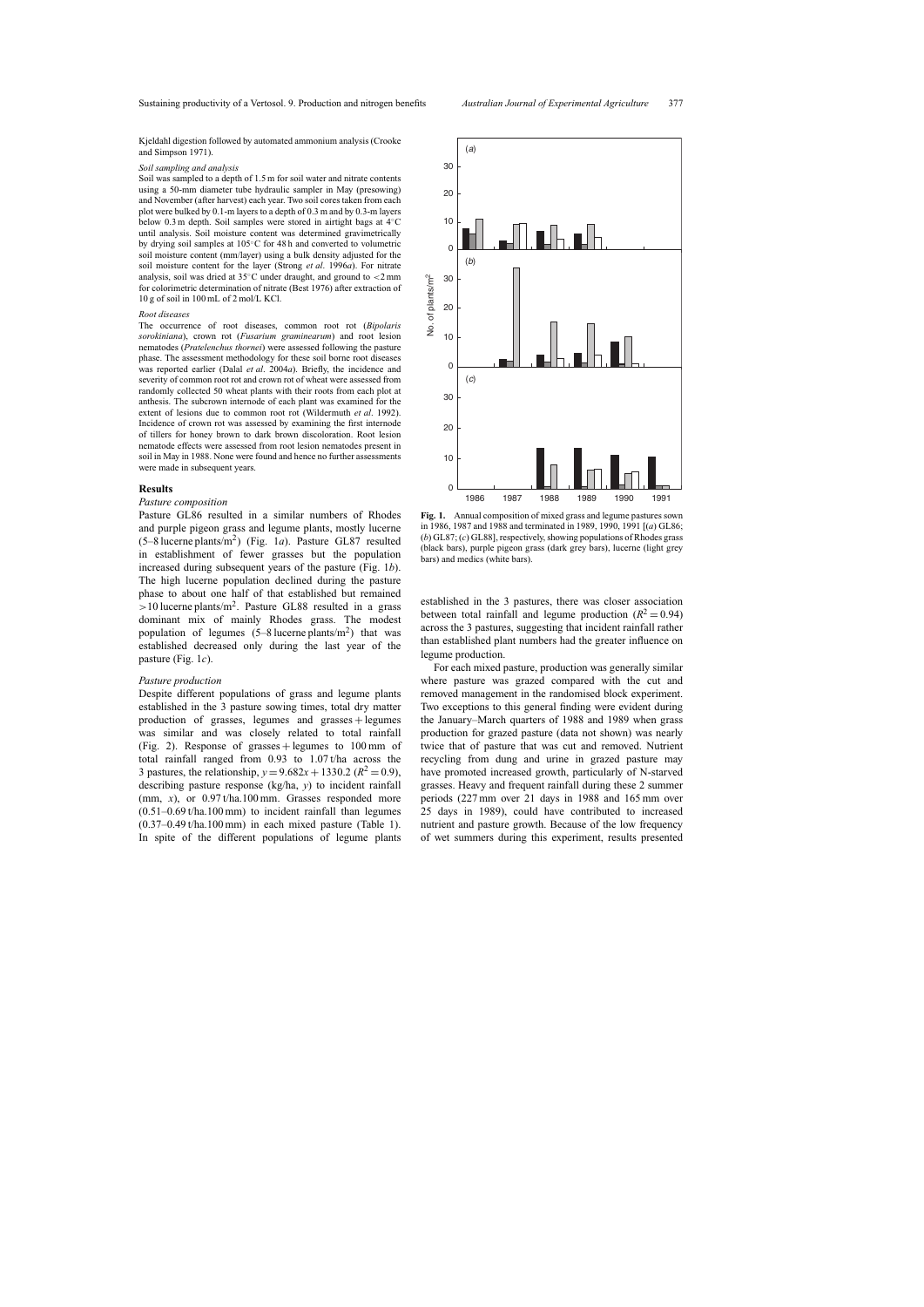Kjeldahl digestion followed by automated ammonium analysis (Crooke and Simpson 1971).

*Soil sampling and analysis*

Soil was sampled to a depth of 1.5 m for soil water and nitrate contents using a 50-mm diameter tube hydraulic sampler in May (presowing) and November (after harvest) each year. Two soil cores taken from each plot were bulked by 0.1-m layers to a depth of 0.3 m and by 0.3-m layers below 0.3 m depth. Soil samples were stored in airtight bags at 4°C until analysis. Soil moisture content was determined gravimetrically by drying soil samples at 105°C for 48 h and converted to volumetric soil moisture content (mm/layer) using a bulk density adjusted for the soil moisture content for the layer (Strong *et al*. 1996*a*). For nitrate analysis, soil was dried at 35°C under draught, and ground to <2 mm for colorimetric determination of nitrate (Best 1976) after extraction of 10 g of soil in 100 mL of 2 mol/L KCl.

*Root diseases*

The occurrence of root diseases, common root rot (*Bipolaris sorokiniana*), crown rot (*Fusarium graminearum*) and root lesion nematodes (*Pratelenchus thornei*) were assessed following the pasture phase. The assessment methodology for these soil borne root diseases was reported earlier (Dalal *et al*. 2004*a*). Briefly, the incidence and severity of common root rot and crown rot of wheat were assessed from randomly collected 50 wheat plants with their roots from each plot at anthesis. The subcrown internode of each plant was examined for the extent of lesions due to common root rot (Wildermuth *et al*. 1992). Incidence of crown rot was assessed by examining the first internode of tillers for honey brown to dark brown discoloration. Root lesion nematode effects were assessed from root lesion nematodes present in soil in May in 1988. None were found and hence no further assessments were made in subsequent years.

## Results

*Pasture composition*

Pasture GL86 resulted in a similar numbers of Rhodes and purple pigeon grass and legume plants, mostly lucerne (5–8 lucerne plants/m$^2$) (Fig. 1*a*). Pasture GL87 resulted in establishment of fewer grasses but the population increased during subsequent years of the pasture (Fig. 1*b*). The high lucerne population declined during the pasture phase to about one half of that established but remained >10 lucerne plants/m$^2$. Pasture GL88 resulted in a grass dominant mix of mainly Rhodes grass. The modest population of legumes (5–8 lucerne plants/m$^2$) that was established decreased only during the last year of the pasture (Fig. 1*c*).

*Pasture production*

Despite different populations of grass and legume plants established in the 3 pasture sowing times, total dry matter production of grasses, legumes and grasses + legumes was similar and was closely related to total rainfall (Fig. 2). Response of grasses + legumes to 100 mm of total rainfall ranged from 0.93 to 1.07 t/ha across the 3 pastures, the relationship, $y = 9.682x + 1330.2$ ($R^2 = 0.9$), describing pasture response (kg/ha, $y$) to incident rainfall (mm, $x$), or 0.97 t/ha.100 mm. Grasses responded more (0.51–0.69 t/ha.100 mm) to incident rainfall than legumes (0.37–0.49 t/ha.100 mm) in each mixed pasture (Table 1). In spite of the different populations of legume plants

**Fig. 1.** Annual composition of mixed grass and legume pastures sown in 1986, 1987 and 1988 and terminated in 1989, 1990, 1991 [(*a*) GL86; (*b*) GL87; (*c*) GL88], respectively, showing populations of Rhodes grass (black bars), purple pigeon grass (dark grey bars), lucerne (light grey bars) and medics (white bars).

established in the 3 pastures, there was closer association between total rainfall and legume production ($R^2 = 0.94$) across the 3 pastures, suggesting that incident rainfall rather than established plant numbers had the greater influence on legume production.

For each mixed pasture, production was generally similar where pasture was grazed compared with the cut and removed management in the randomised block experiment. Two exceptions to this general finding were evident during the January–March quarters of 1988 and 1989 when grass production for grazed pasture (data not shown) was nearly twice that of pasture that was cut and removed. Nutrient recycling from dung and urine in grazed pasture may have promoted increased growth, particularly of N-starved grasses. Heavy and frequent rainfall during these 2 summer periods (227 mm over 21 days in 1988 and 165 mm over 25 days in 1989), could have contributed to increased nutrient and pasture growth. Because of the low frequency of wet summers during this experiment, results presented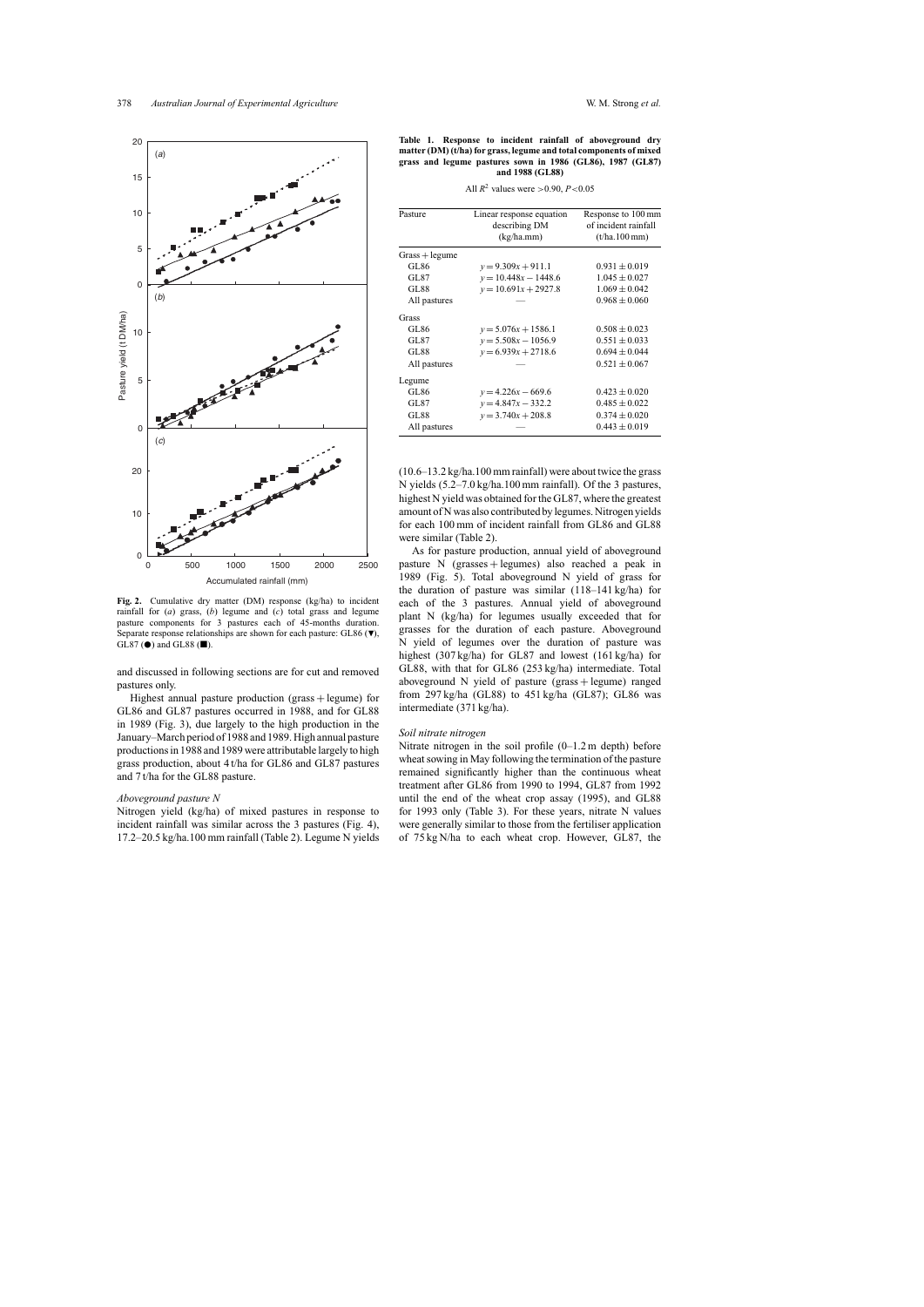**Fig. 2.** Cumulative dry matter (DM) response (kg/ha) to incident rainfall for (*a*) grass, (*b*) legume and (*c*) total grass and legume pasture components for 3 pastures each of 45-months duration. Separate response relationships are shown for each pasture: GL86 (▼), GL87 (●) and GL88 (■).

and discussed in following sections are for cut and removed pastures only.

Highest annual pasture production (grass + legume) for GL86 and GL87 pastures occurred in 1988, and for GL88 in 1989 (Fig. 3), due largely to the high production in the January–March period of 1988 and 1989. High annual pasture productions in 1988 and 1989 were attributable largely to high grass production, about 4 t/ha for GL86 and GL87 pastures and 7 t/ha for the GL88 pasture.

### *Aboveground pasture N*

Nitrogen yield (kg/ha) of mixed pastures in response to incident rainfall was similar across the 3 pastures (Fig. 4), 17.2–20.5 kg/ha.100 mm rainfall (Table 2). Legume N yields (10.6–13.2 kg/ha.100 mm rainfall) were about twice the grass N yields (5.2–7.0 kg/ha.100 mm rainfall). Of the 3 pastures, highest N yield was obtained for the GL87, where the greatest amount of N was also contributed by legumes. Nitrogen yields for each 100 mm of incident rainfall from GL86 and GL88 were similar (Table 2).

As for pasture production, annual yield of aboveground pasture N (grasses + legumes) also reached a peak in 1989 (Fig. 5). Total aboveground N yield of grass for the duration of pasture was similar (118–141 kg/ha) for each of the 3 pastures. Annual yield of aboveground plant N (kg/ha) for legumes usually exceeded that for grasses for the duration of each pasture. Aboveground N yield of legumes over the duration of pasture was highest (307 kg/ha) for GL87 and lowest (161 kg/ha) for GL88, with that for GL86 (253 kg/ha) intermediate. Total aboveground N yield of pasture (grass + legume) ranged from 297 kg/ha (GL88) to 451 kg/ha (GL87); GL86 was intermediate (371 kg/ha).

### *Soil nitrate nitrogen*

Nitrate nitrogen in the soil profile (0–1.2 m depth) before wheat sowing in May following the termination of the pasture remained significantly higher than the continuous wheat treatment after GL86 from 1990 to 1994, GL87 from 1992 until the end of the wheat crop assay (1995), and GL88 for 1993 only (Table 3). For these years, nitrate N values were generally similar to those from the fertiliser application of 75 kg N/ha to each wheat crop. However, GL87, the

**Table 1. Response to incident rainfall of aboveground dry matter (DM) (t/ha) for grass, legume and total components of mixed grass and legume pastures sown in 1986 (GL86), 1987 (GL87) and 1988 (GL88)**

All $R^2$ values were >0.90, $P$<0.05

| Pasture | Linear response equation describing DM (kg/ha.mm) | Response to 100 mm of incident rainfall (t/ha.100 mm) |
|---|---|---|
| Grass + legume | | |
| GL86 | $y = 9.309x + 911.1$ | 0.931 ± 0.019 |
| GL87 | $y = 10.448x - 1448.6$ | 1.045 ± 0.027 |
| GL88 | $y = 10.691x + 2927.8$ | 1.069 ± 0.042 |
| All pastures | — | 0.968 ± 0.060 |
| Grass | | |
| GL86 | $y = 5.076x + 1586.1$ | 0.508 ± 0.023 |
| GL87 | $y = 5.508x - 1056.9$ | 0.551 ± 0.033 |
| GL88 | $y = 6.939x + 2718.6$ | 0.694 ± 0.044 |
| All pastures | — | 0.521 ± 0.067 |
| Legume | | |
| GL86 | $y = 4.226x - 669.6$ | 0.423 ± 0.020 |
| GL87 | $y = 4.847x - 332.2$ | 0.485 ± 0.022 |
| GL88 | $y = 3.740x + 208.8$ | 0.374 ± 0.020 |
| All pastures | — | 0.443 ± 0.019 |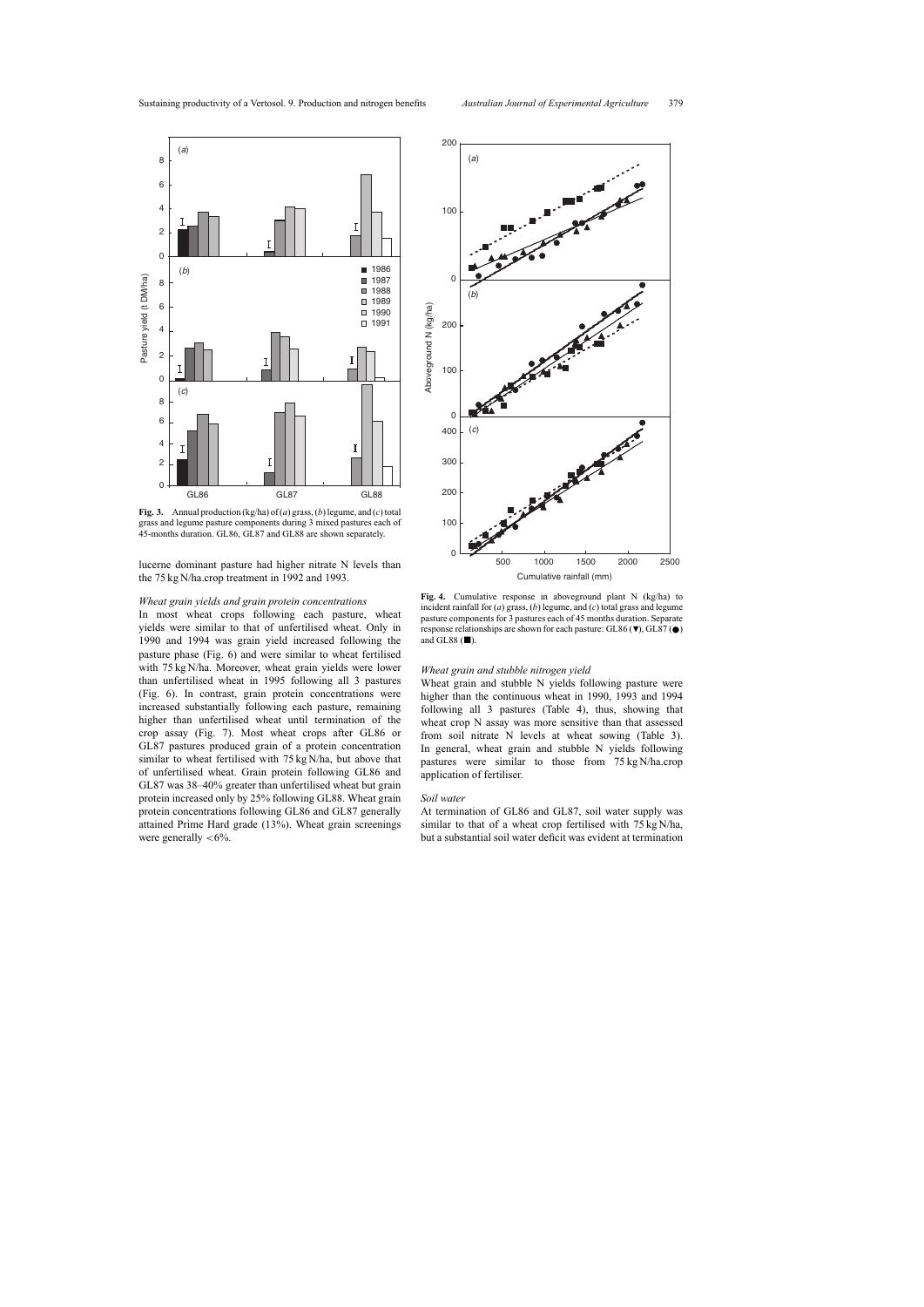**Fig. 3.** Annual production (kg/ha) of (*a*) grass, (*b*) legume, and (*c*) total grass and legume pasture components during 3 mixed pastures each of 45-months duration. GL86, GL87 and GL88 are shown separately.

**Fig. 4.** Cumulative response in aboveground plant N (kg/ha) to incident rainfall for (*a*) grass, (*b*) legume, and (*c*) total grass and legume pasture components for 3 pastures each of 45 months duration. Separate response relationships are shown for each pasture: GL86 (▼), GL87 (●) and GL88 (■).

lucerne dominant pasture had higher nitrate N levels than the 75 kg N/ha.crop treatment in 1992 and 1993.

### *Wheat grain yields and grain protein concentrations*

In most wheat crops following each pasture, wheat yields were similar to that of unfertilised wheat. Only in 1990 and 1994 was grain yield increased following the pasture phase (Fig. 6) and were similar to wheat fertilised with 75 kg N/ha. Moreover, wheat grain yields were lower than unfertilised wheat in 1995 following all 3 pastures (Fig. 6). In contrast, grain protein concentrations were increased substantially following each pasture, remaining higher than unfertilised wheat until termination of the crop assay (Fig. 7). Most wheat crops after GL86 or GL87 pastures produced grain of a protein concentration similar to wheat fertilised with 75 kg N/ha, but above that of unfertilised wheat. Grain protein following GL86 and GL87 was 38–40% greater than unfertilised wheat but grain protein increased only by 25% following GL88. Wheat grain protein concentrations following GL86 and GL87 generally attained Prime Hard grade (13%). Wheat grain screenings were generally <6%.

### *Wheat grain and stubble nitrogen yield*

Wheat grain and stubble N yields following pasture were higher than the continuous wheat in 1990, 1993 and 1994 following all 3 pastures (Table 4), thus, showing that wheat crop N assay was more sensitive than that assessed from soil nitrate N levels at wheat sowing (Table 3). In general, wheat grain and stubble N yields following pastures were similar to those from 75 kg N/ha.crop application of fertiliser.

### *Soil water*

At termination of GL86 and GL87, soil water supply was similar to that of a wheat crop fertilised with 75 kg N/ha, but a substantial soil water deficit was evident at termination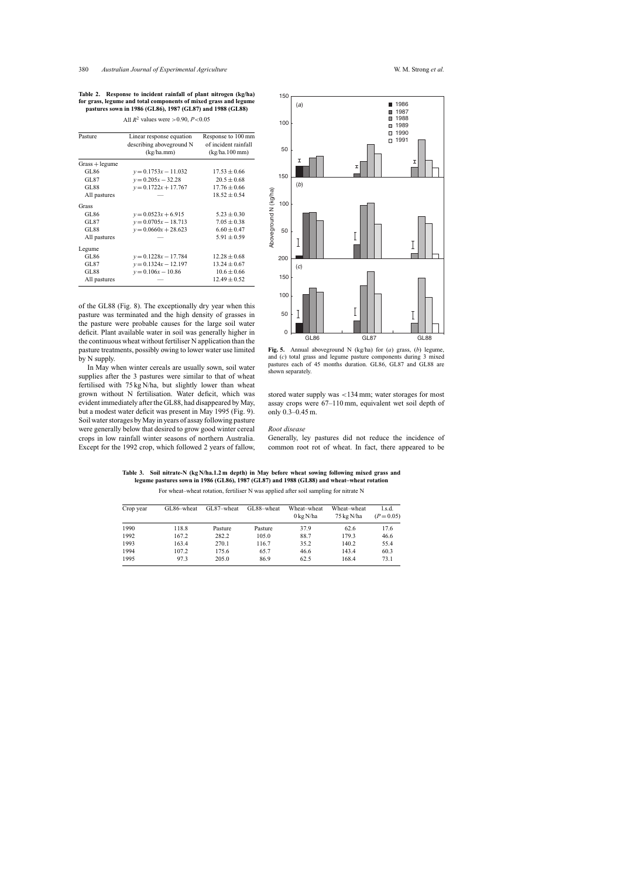**Table 2. Response to incident rainfall of plant nitrogen (kg/ha) for grass, legume and total components of mixed grass and legume pastures sown in 1986 (GL86), 1987 (GL87) and 1988 (GL88)**

All $R^2$ values were >0.90, $P$<0.05

| Pasture | Linear response equation describing aboveground N (kg/ha.mm) | Response to 100 mm of incident rainfall (kg/ha.100 mm) |
|---|---|---|
| Grass + legume | | |
| GL86 | $y = 0.1753x - 11.032$ | 17.53 ± 0.66 |
| GL87 | $y = 0.205x - 32.28$ | 20.5 ± 0.68 |
| GL88 | $y = 0.1722x + 17.767$ | 17.76 ± 0.66 |
| All pastures | — | 18.52 ± 0.54 |
| Grass | | |
| GL86 | $y = 0.0523x + 6.915$ | 5.23 ± 0.30 |
| GL87 | $y = 0.0705x - 18.713$ | 7.05 ± 0.38 |
| GL88 | $y = 0.0660x + 28.623$ | 6.60 ± 0.47 |
| All pastures | — | 5.91 ± 0.59 |
| Legume | | |
| GL86 | $y = 0.1228x - 17.784$ | 12.28 ± 0.68 |
| GL87 | $y = 0.1324x - 12.197$ | 13.24 ± 0.67 |
| GL88 | $y = 0.106x - 10.86$ | 10.6 ± 0.66 |
| All pastures | — | 12.49 ± 0.52 |

of the GL88 (Fig. 8). The exceptionally dry year when this pasture was terminated and the high density of grasses in the pasture were probable causes for the large soil water deficit. Plant available water in soil was generally higher in the continuous wheat without fertiliser N application than the pasture treatments, possibly owing to lower water use limited by N supply.

In May when winter cereals are usually sown, soil water supplies after the 3 pastures were similar to that of wheat fertilised with 75 kg N/ha, but slightly lower than wheat grown without N fertilisation. Water deficit, which was evident immediately after the GL88, had disappeared by May, but a modest water deficit was present in May 1995 (Fig. 9). Soil water storages by May in years of assay following pasture were generally below that desired to grow good winter cereal crops in low rainfall winter seasons of northern Australia. Except for the 1992 crop, which followed 2 years of fallow, stored water supply was <134 mm; water storages for most assay crops were 67–110 mm, equivalent wet soil depth of only 0.3–0.45 m.

**Fig. 5.** Annual aboveground N (kg/ha) for (*a*) grass, (*b*) legume, and (*c*) total grass and legume pasture components during 3 mixed pastures each of 45 months duration. GL86, GL87 and GL88 are shown separately.

### *Root disease*

Generally, ley pastures did not reduce the incidence of common root rot of wheat. In fact, there appeared to be

**Table 3. Soil nitrate-N (kg N/ha.1.2 m depth) in May before wheat sowing following mixed grass and legume pastures sown in 1986 (GL86), 1987 (GL87) and 1988 (GL88) and wheat–wheat rotation**

For wheat–wheat rotation, fertiliser N was applied after soil sampling for nitrate N

| Crop year | GL86–wheat | GL87–wheat | GL88–wheat | Wheat–wheat 0 kg N/ha | Wheat–wheat 75 kg N/ha | l.s.d. ($P$ = 0.05) |
|---|---|---|---|---|---|---|
| 1990 | 118.8 | Pasture | Pasture | 37.9 | 62.6 | 17.6 |
| 1992 | 167.2 | 282.2 | 105.0 | 88.7 | 179.3 | 46.6 |
| 1993 | 163.4 | 270.1 | 116.7 | 35.2 | 140.2 | 55.4 |
| 1994 | 107.2 | 175.6 | 65.7 | 46.6 | 143.4 | 60.3 |
| 1995 | 97.3 | 205.0 | 86.9 | 62.5 | 168.4 | 73.1 |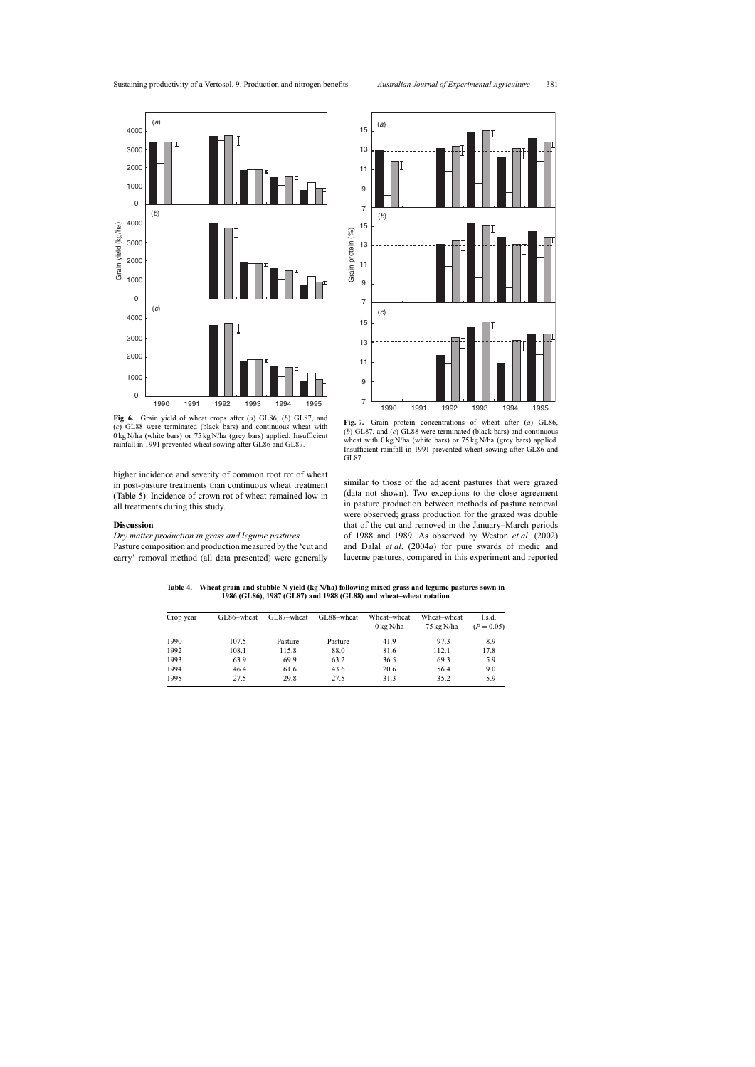**Fig. 6.** Grain yield of wheat crops after (*a*) GL86, (*b*) GL87, and (*c*) GL88 were terminated (black bars) and continuous wheat with 0 kg N/ha (white bars) or 75 kg N/ha (grey bars) applied. Insufficient rainfall in 1991 prevented wheat sowing after GL86 and GL87.

**Fig. 7.** Grain protein concentrations of wheat after (*a*) GL86, (*b*) GL87, and (*c*) GL88 were terminated (black bars) and continuous wheat with 0 kg N/ha (white bars) or 75 kg N/ha (grey bars) applied. Insufficient rainfall in 1991 prevented wheat sowing after GL86 and GL87.

higher incidence and severity of common root rot of wheat in post-pasture treatments than continuous wheat treatment (Table 5). Incidence of crown rot of wheat remained low in all treatments during this study.

## Discussion

### *Dry matter production in grass and legume pastures*

Pasture composition and production measured by the 'cut and carry' removal method (all data presented) were generally similar to those of the adjacent pastures that were grazed (data not shown). Two exceptions to the close agreement in pasture production between methods of pasture removal were observed; grass production for the grazed was double that of the cut and removed in the January–March periods of 1988 and 1989. As observed by Weston *et al*. (2002) and Dalal *et al*. (2004*a*) for pure swards of medic and lucerne pastures, compared in this experiment and reported

**Table 4. Wheat grain and stubble N yield (kg N/ha) following mixed grass and legume pastures sown in 1986 (GL86), 1987 (GL87) and 1988 (GL88) and wheat–wheat rotation**

| Crop year | GL86–wheat | GL87–wheat | GL88–wheat | Wheat–wheat 0 kg N/ha | Wheat–wheat 75 kg N/ha | l.s.d. ($P = 0.05$) |
|---|---|---|---|---|---|---|
| 1990 | 107.5 | Pasture | Pasture | 41.9 | 97.3 | 8.9 |
| 1992 | 108.1 | 115.8 | 88.0 | 81.6 | 112.1 | 17.8 |
| 1993 | 63.9 | 69.9 | 63.2 | 36.5 | 69.3 | 5.9 |
| 1994 | 46.4 | 61.6 | 43.6 | 20.6 | 56.4 | 9.0 |
| 1995 | 27.5 | 29.8 | 27.5 | 31.3 | 35.2 | 5.9 |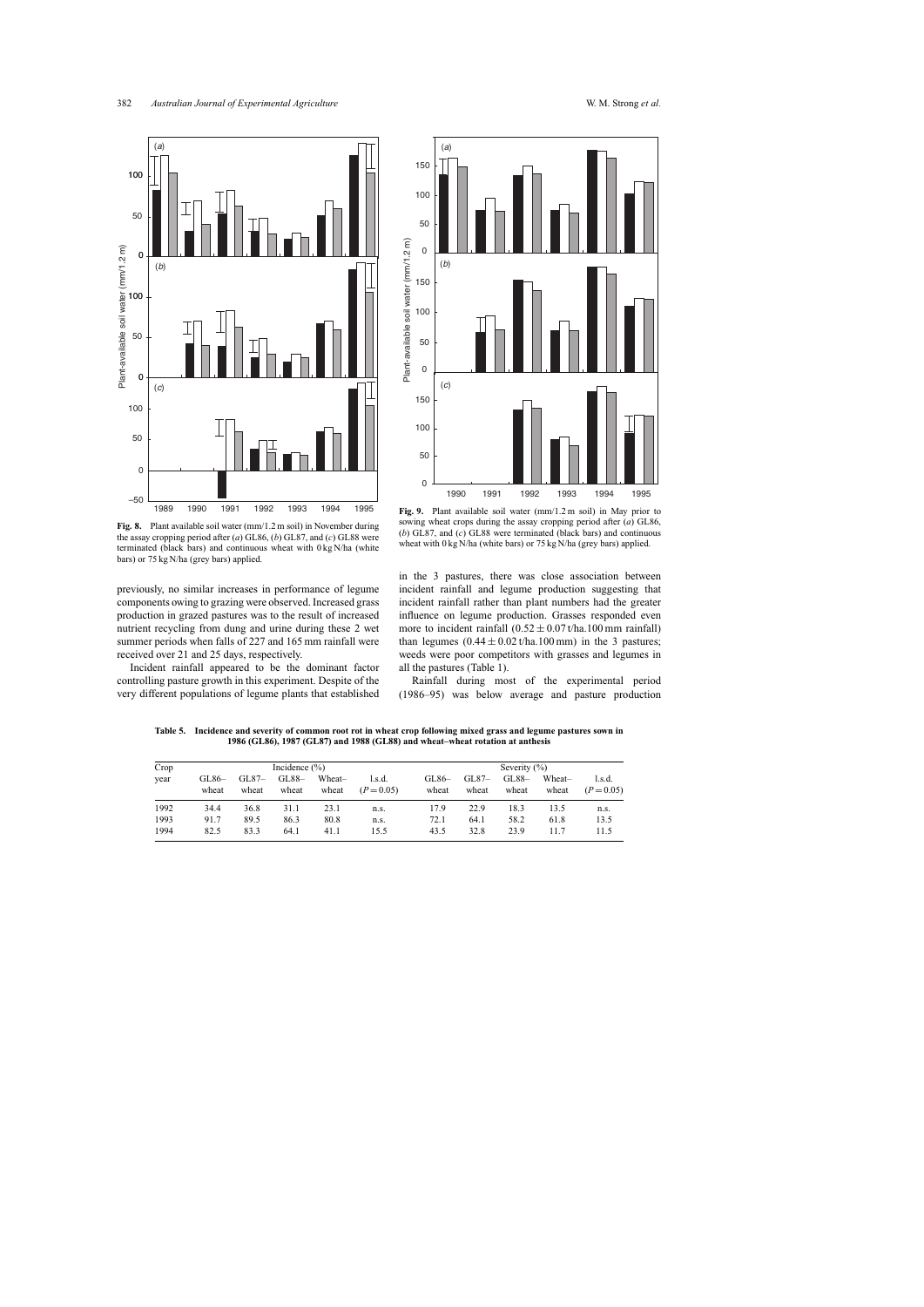**Fig. 8.** Plant available soil water (mm/1.2 m soil) in November during the assay cropping period after (*a*) GL86, (*b*) GL87, and (*c*) GL88 were terminated (black bars) and continuous wheat with 0 kg N/ha (white bars) or 75 kg N/ha (grey bars) applied.

**Fig. 9.** Plant available soil water (mm/1.2 m soil) in May prior to sowing wheat crops during the assay cropping period after (*a*) GL86, (*b*) GL87, and (*c*) GL88 were terminated (black bars) and continuous wheat with 0 kg N/ha (white bars) or 75 kg N/ha (grey bars) applied.

previously, no similar increases in performance of legume components owing to grazing were observed. Increased grass production in grazed pastures was to the result of increased nutrient recycling from dung and urine during these 2 wet summer periods when falls of 227 and 165 mm rainfall were received over 21 and 25 days, respectively.

Incident rainfall appeared to be the dominant factor controlling pasture growth in this experiment. Despite of the very different populations of legume plants that established in the 3 pastures, there was close association between incident rainfall and legume production suggesting that incident rainfall rather than plant numbers had the greater influence on legume production. Grasses responded even more to incident rainfall ($0.52 \pm 0.07$ t/ha.100 mm rainfall) than legumes ($0.44 \pm 0.02$ t/ha.100 mm) in the 3 pastures; weeds were poor competitors with grasses and legumes in all the pastures (Table 1).

Rainfall during most of the experimental period (1986–95) was below average and pasture production

**Table 5. Incidence and severity of common root rot in wheat crop following mixed grass and legume pastures sown in 1986 (GL86), 1987 (GL87) and 1988 (GL88) and wheat–wheat rotation at anthesis**

| Crop year | Incidence (%) | | | | | Severity (%) | | | | |
|---|---|---|---|---|---|---|---|---|---|---|
| | GL86–wheat | GL87–wheat | GL88–wheat | Wheat–wheat | l.s.d. ($P = 0.05$) | GL86–wheat | GL87–wheat | GL88–wheat | Wheat–wheat | l.s.d. ($P = 0.05$) |
| 1992 | 34.4 | 36.8 | 31.1 | 23.1 | n.s. | 17.9 | 22.9 | 18.3 | 13.5 | n.s. |
| 1993 | 91.7 | 89.5 | 86.3 | 80.8 | n.s. | 72.1 | 64.1 | 58.2 | 61.8 | 13.5 |
| 1994 | 82.5 | 83.3 | 64.1 | 41.1 | 15.5 | 43.5 | 32.8 | 23.9 | 11.7 | 11.5 |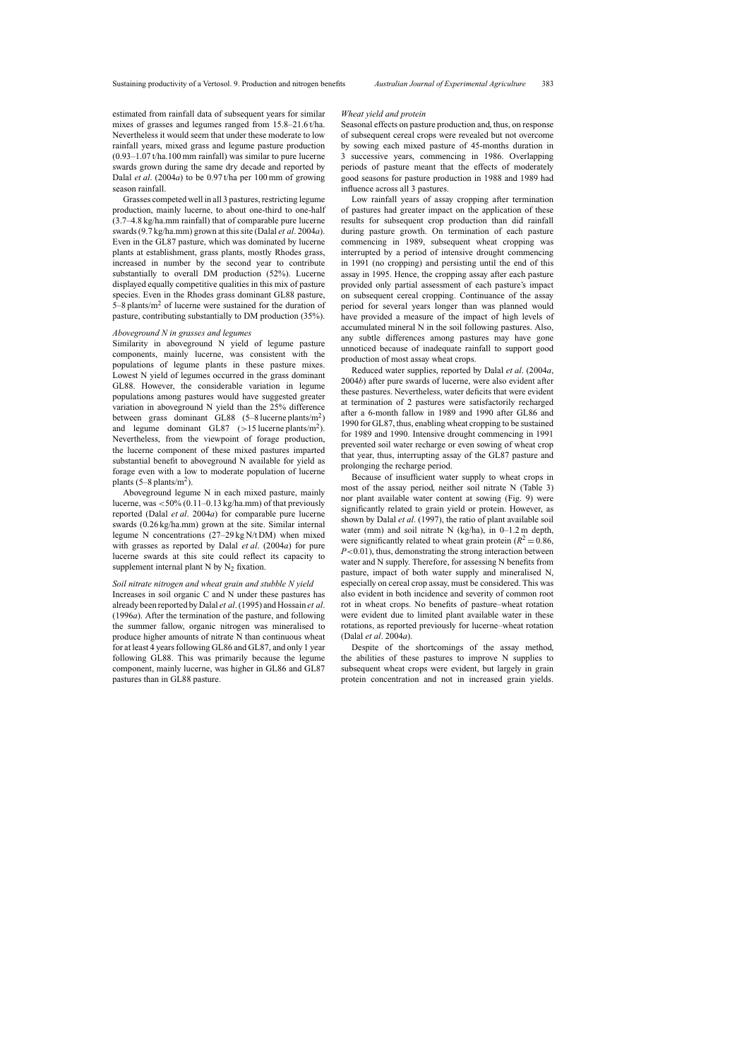estimated from rainfall data of subsequent years for similar mixes of grasses and legumes ranged from 15.8–21.6 t/ha. Nevertheless it would seem that under these moderate to low rainfall years, mixed grass and legume pasture production (0.93–1.07 t/ha.100 mm rainfall) was similar to pure lucerne swards grown during the same dry decade and reported by Dalal *et al*. (2004*a*) to be 0.97 t/ha per 100 mm of growing season rainfall.

Grasses competed well in all 3 pastures, restricting legume production, mainly lucerne, to about one-third to one-half (3.7–4.8 kg/ha.mm rainfall) that of comparable pure lucerne swards (9.7 kg/ha.mm) grown at this site (Dalal *et al*. 2004*a*). Even in the GL87 pasture, which was dominated by lucerne plants at establishment, grass plants, mostly Rhodes grass, increased in number by the second year to contribute substantially to overall DM production (52%). Lucerne displayed equally competitive qualities in this mix of pasture species. Even in the Rhodes grass dominant GL88 pasture, 5–8 plants/$m^2$ of lucerne were sustained for the duration of pasture, contributing substantially to DM production (35%).

*Aboveground N in grasses and legumes*

Similarity in aboveground N yield of legume pasture components, mainly lucerne, was consistent with the populations of legume plants in these pasture mixes. Lowest N yield of legumes occurred in the grass dominant GL88. However, the considerable variation in legume populations among pastures would have suggested greater variation in aboveground N yield than the 25% difference between grass dominant GL88 (5–8 lucerne plants/$m^2$) and legume dominant GL87 (>15 lucerne plants/$m^2$). Nevertheless, from the viewpoint of forage production, the lucerne component of these mixed pastures imparted substantial benefit to aboveground N available for yield as forage even with a low to moderate population of lucerne plants (5–8 plants/$m^2$).

Aboveground legume N in each mixed pasture, mainly lucerne, was <50% (0.11–0.13 kg/ha.mm) of that previously reported (Dalal *et al*. 2004*a*) for comparable pure lucerne swards (0.26 kg/ha.mm) grown at the site. Similar internal legume N concentrations (27–29 kg N/t DM) when mixed with grasses as reported by Dalal *et al*. (2004*a*) for pure lucerne swards at this site could reflect its capacity to supplement internal plant N by $N_2$ fixation.

*Soil nitrate nitrogen and wheat grain and stubble N yield*

Increases in soil organic C and N under these pastures has already been reported by Dalal *et al*. (1995) and Hossain *et al*. (1996*a*). After the termination of the pasture, and following the summer fallow, organic nitrogen was mineralised to produce higher amounts of nitrate N than continuous wheat for at least 4 years following GL86 and GL87, and only 1 year following GL88. This was primarily because the legume component, mainly lucerne, was higher in GL86 and GL87 pastures than in GL88 pasture.

*Wheat yield and protein*

Seasonal effects on pasture production and, thus, on response of subsequent cereal crops were revealed but not overcome by sowing each mixed pasture of 45-months duration in 3 successive years, commencing in 1986. Overlapping periods of pasture meant that the effects of moderately good seasons for pasture production in 1988 and 1989 had influence across all 3 pastures.

Low rainfall years of assay cropping after termination of pastures had greater impact on the application of these results for subsequent crop production than did rainfall during pasture growth. On termination of each pasture commencing in 1989, subsequent wheat cropping was interrupted by a period of intensive drought commencing in 1991 (no cropping) and persisting until the end of this assay in 1995. Hence, the cropping assay after each pasture provided only partial assessment of each pasture's impact on subsequent cereal cropping. Continuance of the assay period for several years longer than was planned would have provided a measure of the impact of high levels of accumulated mineral N in the soil following pastures. Also, any subtle differences among pastures may have gone unnoticed because of inadequate rainfall to support good production of most assay wheat crops.

Reduced water supplies, reported by Dalal *et al*. (2004*a*, 2004*b*) after pure swards of lucerne, were also evident after these pastures. Nevertheless, water deficits that were evident at termination of 2 pastures were satisfactorily recharged after a 6-month fallow in 1989 and 1990 after GL86 and 1990 for GL87, thus, enabling wheat cropping to be sustained for 1989 and 1990. Intensive drought commencing in 1991 prevented soil water recharge or even sowing of wheat crop that year, thus, interrupting assay of the GL87 pasture and prolonging the recharge period.

Because of insufficient water supply to wheat crops in most of the assay period, neither soil nitrate N (Table 3) nor plant available water content at sowing (Fig. 9) were significantly related to grain yield or protein. However, as shown by Dalal *et al*. (1997), the ratio of plant available soil water (mm) and soil nitrate N (kg/ha), in 0–1.2 m depth, were significantly related to wheat grain protein ($R^2 = 0.86$, $P < 0.01$), thus, demonstrating the strong interaction between water and N supply. Therefore, for assessing N benefits from pasture, impact of both water supply and mineralised N, especially on cereal crop assay, must be considered. This was also evident in both incidence and severity of common root rot in wheat crops. No benefits of pasture–wheat rotation were evident due to limited plant available water in these rotations, as reported previously for lucerne–wheat rotation (Dalal *et al*. 2004*a*).

Despite of the shortcomings of the assay method, the abilities of these pastures to improve N supplies to subsequent wheat crops were evident, but largely in grain protein concentration and not in increased grain yields.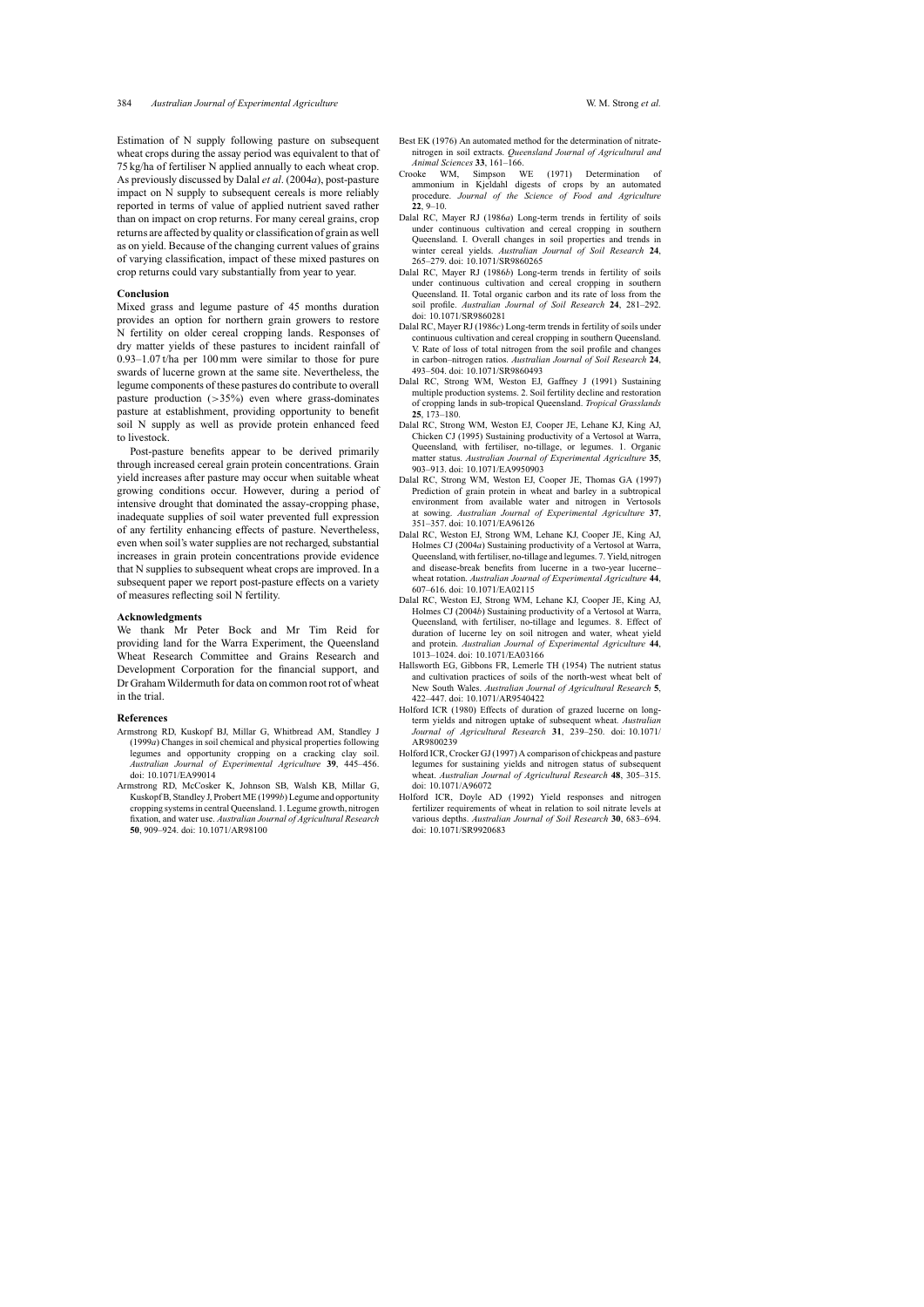Estimation of N supply following pasture on subsequent wheat crops during the assay period was equivalent to that of 75 kg/ha of fertiliser N applied annually to each wheat crop. As previously discussed by Dalal *et al*. (2004*a*), post-pasture impact on N supply to subsequent cereals is more reliably reported in terms of value of applied nutrient saved rather than on impact on crop returns. For many cereal grains, crop returns are affected by quality or classification of grain as well as on yield. Because of the changing current values of grains of varying classification, impact of these mixed pastures on crop returns could vary substantially from year to year.

## Conclusion

Mixed grass and legume pasture of 45 months duration provides an option for northern grain growers to restore N fertility on older cereal cropping lands. Responses of dry matter yields of these pastures to incident rainfall of 0.93–1.07 t/ha per 100 mm were similar to those for pure swards of lucerne grown at the same site. Nevertheless, the legume components of these pastures do contribute to overall pasture production (>35%) even where grass-dominates pasture at establishment, providing opportunity to benefit soil N supply as well as provide protein enhanced feed to livestock.

Post-pasture benefits appear to be derived primarily through increased cereal grain protein concentrations. Grain yield increases after pasture may occur when suitable wheat growing conditions occur. However, during a period of intensive drought that dominated the assay-cropping phase, inadequate supplies of soil water prevented full expression of any fertility enhancing effects of pasture. Nevertheless, even when soil's water supplies are not recharged, substantial increases in grain protein concentrations provide evidence that N supplies to subsequent wheat crops are improved. In a subsequent paper we report post-pasture effects on a variety of measures reflecting soil N fertility.

## Acknowledgments

We thank Mr Peter Bock and Mr Tim Reid for providing land for the Warra Experiment, the Queensland Wheat Research Committee and Grains Research and Development Corporation for the financial support, and Dr Graham Wildermuth for data on common root rot of wheat in the trial.

## References

Armstrong RD, Kuskopf BJ, Millar G, Whitbread AM, Standley J (1999*a*) Changes in soil chemical and physical properties following legumes and opportunity cropping on a cracking clay soil. *Australian Journal of Experimental Agriculture* **39**, 445–456. doi: 10.1071/EA99014

Armstrong RD, McCosker K, Johnson SB, Walsh KB, Millar G, Kuskopf B, Standley J, Probert ME (1999*b*) Legume and opportunity cropping systems in central Queensland. 1. Legume growth, nitrogen fixation, and water use. *Australian Journal of Agricultural Research* **50**, 909–924. doi: 10.1071/AR98100

Best EK (1976) An automated method for the determination of nitrate-nitrogen in soil extracts. *Queensland Journal of Agricultural and Animal Sciences* **33**, 161–166.

Crooke WM, Simpson WE (1971) Determination of ammonium in Kjeldahl digests of crops by an automated procedure. *Journal of the Science of Food and Agriculture* **22**, 9–10.

Dalal RC, Mayer RJ (1986*a*) Long-term trends in fertility of soils under continuous cultivation and cereal cropping in southern Queensland. I. Overall changes in soil properties and trends in winter cereal yields. *Australian Journal of Soil Research* **24**, 265–279. doi: 10.1071/SR9860265

Dalal RC, Mayer RJ (1986*b*) Long-term trends in fertility of soils under continuous cultivation and cereal cropping in southern Queensland. II. Total organic carbon and its rate of loss from the soil profile. *Australian Journal of Soil Research* **24**, 281–292. doi: 10.1071/SR9860281

Dalal RC, Mayer RJ (1986*c*) Long-term trends in fertility of soils under continuous cultivation and cereal cropping in southern Queensland. V. Rate of loss of total nitrogen from the soil profile and changes in carbon–nitrogen ratios. *Australian Journal of Soil Research* **24**, 493–504. doi: 10.1071/SR9860493

Dalal RC, Strong WM, Weston EJ, Gaffney J (1991) Sustaining multiple production systems. 2. Soil fertility decline and restoration of cropping lands in sub-tropical Queensland. *Tropical Grasslands* **25**, 173–180.

Dalal RC, Strong WM, Weston EJ, Cooper JE, Lehane KJ, King AJ, Chicken CJ (1995) Sustaining productivity of a Vertosol at Warra, Queensland, with fertiliser, no-tillage, or legumes. 1. Organic matter status. *Australian Journal of Experimental Agriculture* **35**, 903–913. doi: 10.1071/EA9950903

Dalal RC, Strong WM, Weston EJ, Cooper JE, Thomas GA (1997) Prediction of grain protein in wheat and barley in a subtropical environment from available water and nitrogen in Vertosols at sowing. *Australian Journal of Experimental Agriculture* **37**, 351–357. doi: 10.1071/EA96126

Dalal RC, Weston EJ, Strong WM, Lehane KJ, Cooper JE, King AJ, Holmes CJ (2004*a*) Sustaining productivity of a Vertosol at Warra, Queensland, with fertiliser, no-tillage and legumes. 7. Yield, nitrogen and disease-break benefits from lucerne in a two-year lucerne–wheat rotation. *Australian Journal of Experimental Agriculture* **44**, 607–616. doi: 10.1071/EA02115

Dalal RC, Weston EJ, Strong WM, Lehane KJ, Cooper JE, King AJ, Holmes CJ (2004*b*) Sustaining productivity of a Vertosol at Warra, Queensland, with fertiliser, no-tillage and legumes. 8. Effect of duration of lucerne ley on soil nitrogen and water, wheat yield and protein. *Australian Journal of Experimental Agriculture* **44**, 1013–1024. doi: 10.1071/EA03166

Hallsworth EG, Gibbons FR, Lemerle TH (1954) The nutrient status and cultivation practices of soils of the north-west wheat belt of New South Wales. *Australian Journal of Agricultural Research* **5**, 422–447. doi: 10.1071/AR9540422

Holford ICR (1980) Effects of duration of grazed lucerne on long-term yields and nitrogen uptake of subsequent wheat. *Australian Journal of Agricultural Research* **31**, 239–250. doi: 10.1071/AR9800239

Holford ICR, Crocker GJ (1997) A comparison of chickpeas and pasture legumes for sustaining yields and nitrogen status of subsequent wheat. *Australian Journal of Agricultural Research* **48**, 305–315. doi: 10.1071/A96072

Holford ICR, Doyle AD (1992) Yield responses and nitrogen fertilizer requirements of wheat in relation to soil nitrate levels at various depths. *Australian Journal of Soil Research* **30**, 683–694. doi: 10.1071/SR9920683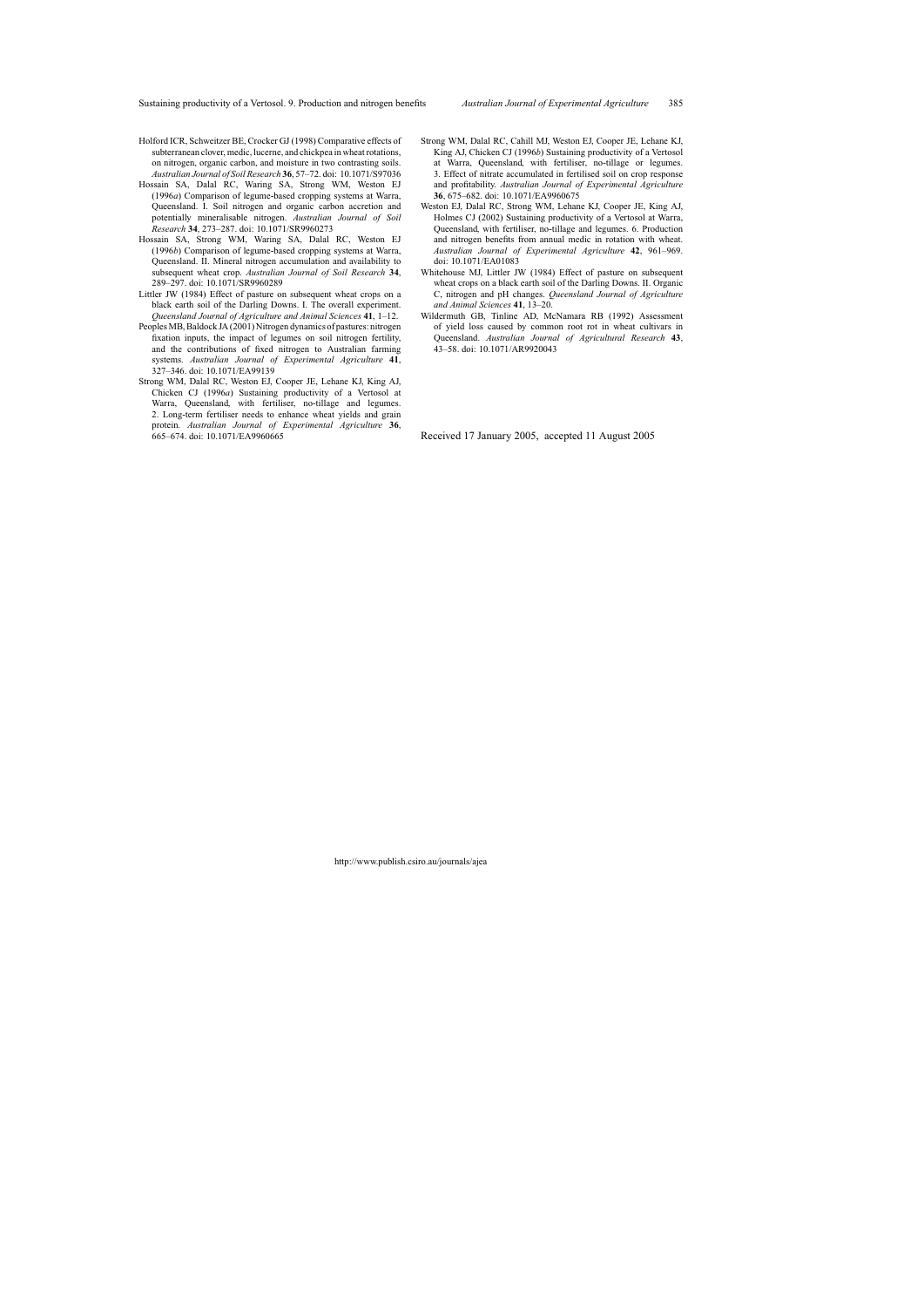Holford ICR, Schweitzer BE, Crocker GJ (1998) Comparative effects of subterranean clover, medic, lucerne, and chickpea in wheat rotations, on nitrogen, organic carbon, and moisture in two contrasting soils. *Australian Journal of Soil Research* **36**, 57–72. doi: 10.1071/S97036

Hossain SA, Dalal RC, Waring SA, Strong WM, Weston EJ (1996*a*) Comparison of legume-based cropping systems at Warra, Queensland. I. Soil nitrogen and organic carbon accretion and potentially mineralisable nitrogen. *Australian Journal of Soil Research* **34**, 273–287. doi: 10.1071/SR9960273

Hossain SA, Strong WM, Waring SA, Dalal RC, Weston EJ (1996*b*) Comparison of legume-based cropping systems at Warra, Queensland. II. Mineral nitrogen accumulation and availability to subsequent wheat crop. *Australian Journal of Soil Research* **34**, 289–297. doi: 10.1071/SR9960289

Littler JW (1984) Effect of pasture on subsequent wheat crops on a black earth soil of the Darling Downs. I. The overall experiment. *Queensland Journal of Agriculture and Animal Sciences* **41**, 1–12.

Peoples MB, Baldock JA (2001) Nitrogen dynamics of pastures: nitrogen fixation inputs, the impact of legumes on soil nitrogen fertility, and the contributions of fixed nitrogen to Australian farming systems. *Australian Journal of Experimental Agriculture* **41**, 327–346. doi: 10.1071/EA99139

Strong WM, Dalal RC, Weston EJ, Cooper JE, Lehane KJ, King AJ, Chicken CJ (1996*a*) Sustaining productivity of a Vertosol at Warra, Queensland, with fertiliser, no-tillage and legumes. 2. Long-term fertiliser needs to enhance wheat yields and grain protein. *Australian Journal of Experimental Agriculture* **36**, 665–674. doi: 10.1071/EA9960665

Strong WM, Dalal RC, Cahill MJ, Weston EJ, Cooper JE, Lehane KJ, King AJ, Chicken CJ (1996*b*) Sustaining productivity of a Vertosol at Warra, Queensland, with fertiliser, no-tillage or legumes. 3. Effect of nitrate accumulated in fertilised soil on crop response and profitability. *Australian Journal of Experimental Agriculture* **36**, 675–682. doi: 10.1071/EA9960675

Weston EJ, Dalal RC, Strong WM, Lehane KJ, Cooper JE, King AJ, Holmes CJ (2002) Sustaining productivity of a Vertosol at Warra, Queensland, with fertiliser, no-tillage and legumes. 6. Production and nitrogen benefits from annual medic in rotation with wheat. *Australian Journal of Experimental Agriculture* **42**, 961–969. doi: 10.1071/EA01083

Whitehouse MJ, Littler JW (1984) Effect of pasture on subsequent wheat crops on a black earth soil of the Darling Downs. II. Organic C, nitrogen and pH changes. *Queensland Journal of Agriculture and Animal Sciences* **41**, 13–20.

Wildermuth GB, Tinline AD, McNamara RB (1992) Assessment of yield loss caused by common root rot in wheat cultivars in Queensland. *Australian Journal of Agricultural Research* **43**, 43–58. doi: 10.1071/AR9920043

Received 17 January 2005, accepted 11 August 2005